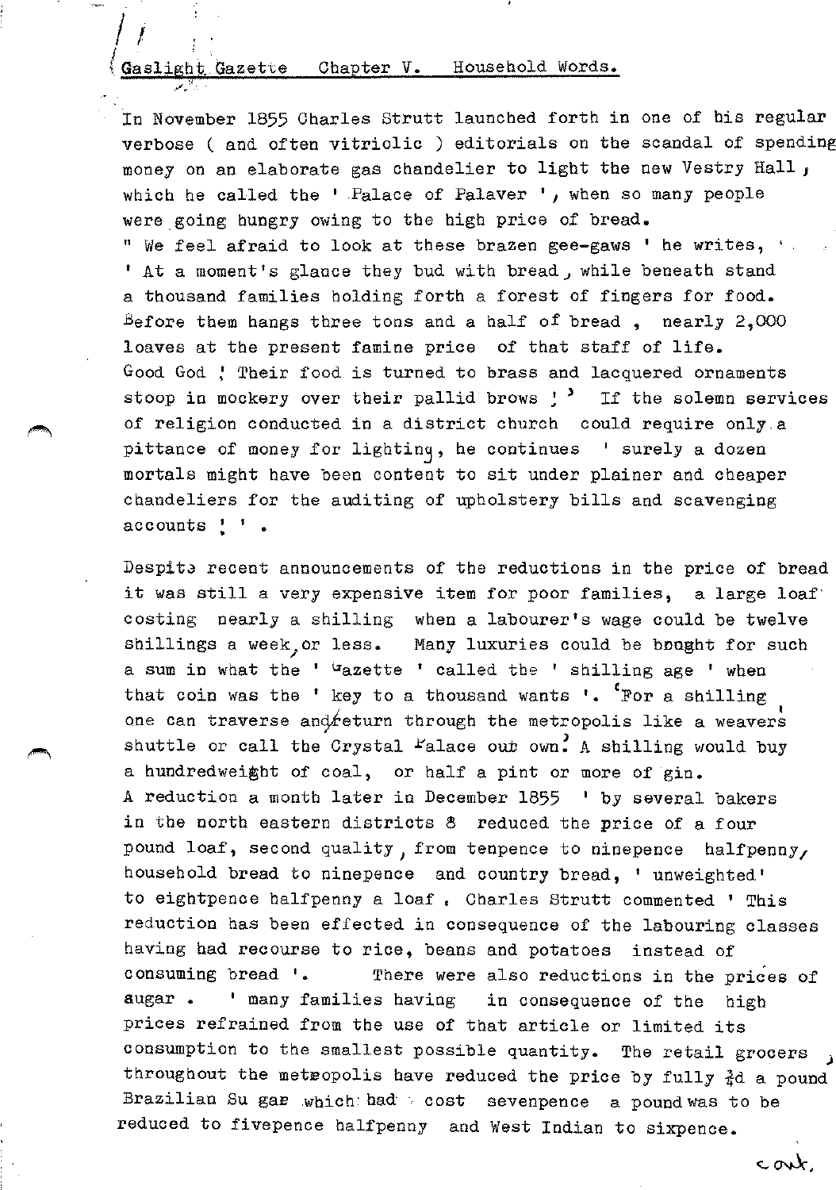# Gaslight Gazette Chapter V. Household Words.

In November 1855 Charles Strutt launched forth in one of his regular verbose ( and often vitriolic ) editorials on the scandal of spending money on an elaborate gas chandelier to light the new Vestry Hall, which he called the ' Palace of Palaver ', when so many people were going hungry owing to the high price of bread.

" We feel afraid to look at these brazen gee-gaws ' he writes, ' ' At a moment's glance they bud with bread, while beneath stand a thousand families holding forth a forest of fingers for food. Before them hangs three tons and a half of bread , nearly 2,000 loaves at the present famine price of that staff of life. Good God ! Their food is turned to brass and lacquered ornaments stoop in mockery over their pallid brows ! ' If the solemn services of religion conducted in a district church could require only a pittance of money for lighting, he continues ' surely a dozen mortals might have been content to sit under plainer and cheaper chandeliers for the auditing of upholstery bills and scavenging accounts ! ' .

Despite recent announcements of the reductions in the price of bread it was still a very expensive item for poor families, a large loaf costing nearly a shilling when a labourer's wage could be twelve shillings a week, or less. Many luxuries could be bought for such a sum in what the ' Gazette ' called the ' shilling age ' when that coin was the ' key to a thousand wants '. 'For a shilling one can traverse and return through the metropolis like a weaver's shuttle or call the Crystal Palace our own.' A shilling would buy a hundredweight of coal, or half a pint or more of gin.

A reduction a month later in December 1855 ' by several bakers in the north eastern districts 8 reduced the price of a four pound loaf, second quality, from tenpence to ninepence halfpenny, household bread to ninepence and country bread, ' unweighted' to eightpence halfpenny a loaf . Charles Strutt commented ' This reduction has been effected in consequence of the labouring classes having had recourse to rice, beans and potatoes instead of consuming bread '. There were also reductions in the prices of sugar . ' many families having in consequence of the high prices refrained from the use of that article or limited its consumption to the smallest possible quantity. The retail grocers throughout the metropolis have reduced the price by fully ½d a pound Brazilian Sugar which had cost sevenpence a pound was to be reduced to fivepence halfpenny and West Indian to sixpence.

cont.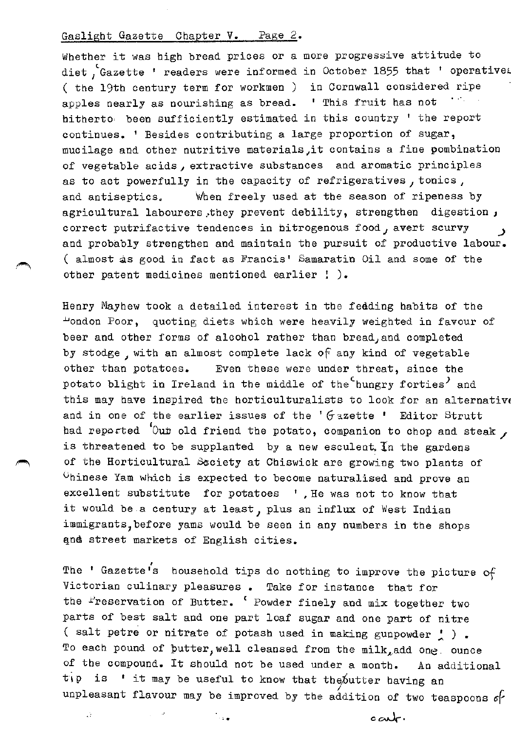Whether it was high bread prices or a more progressive attitude to diet, 'Gazette' readers were informed in October 1855 that 'operatives (the 19th century term for workmen) in Cornwall considered ripe apples nearly as nourishing as bread. 'This fruit has not hitherto been sufficiently estimated in this country' the report continues. 'Besides contributing a large proportion of sugar, mucilage and other nutritive materials, it contains a fine combination of vegetable acids, extractive substances and aromatic principles as to act powerfully in the capacity of refrigeratives, tonics, and antiseptics. When freely used at the season of ripeness by agricultural labourers, they prevent debility, strengthen digestion, correct putrifactive tendences in nitrogenous food, avert scurvy, and probably strengthen and maintain the pursuit of productive labour. (almost as good in fact as Francis' Samaratin Oil and some of the other patent medicines mentioned earlier!).

Henry Mayhew took a detailed interest in the feeding habits of the London Poor, quoting diets which were heavily weighted in favour of beer and other forms of alcohol rather than bread, and completed by stodge, with an almost complete lack of any kind of vegetable other than potatoes. Even these were under threat, since the potato blight in Ireland in the middle of the 'hungry forties' and this may have inspired the horticulturalists to look for an alternative and in one of the earlier issues of the 'Gazette' Editor Strutt had reported 'Our old friend the potato, companion to chop and steak, is threatened to be supplanted by a new esculent. In the gardens of the Horticultural Society at Chiswick are growing two plants of Chinese Yam which is expected to become naturalised and prove an excellent substitute for potatoes', He was not to know that it would be a century at least, plus an influx of West Indian immigrants, before yams would be seen in any numbers in the shops and street markets of English cities.

The 'Gazette's household tips do nothing to improve the picture of Victorian culinary pleasures. Take for instance that for the Preservation of Butter. 'Powder finely and mix together two parts of best salt and one part loaf sugar and one part of nitre (salt petre or nitrate of potash used in making gunpowder!). To each pound of butter, well cleansed from the milk, add one ounce of the compound. It should not be used under a month. An additional tip is 'it may be useful to know that the butter having an unpleasant flavour may be improved by the addition of two teaspoons of

cont.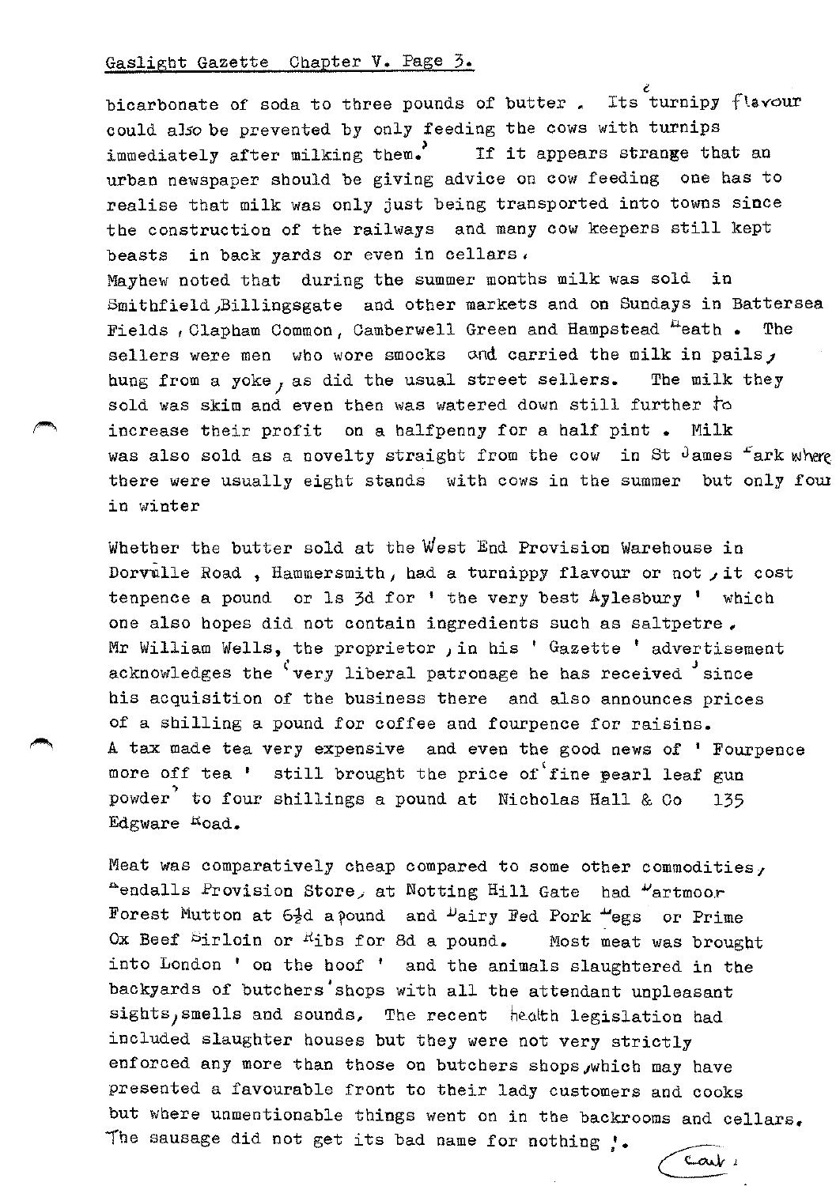bicarbonate of soda to three pounds of butter. Its turnipy flavour could also be prevented by only feeding the cows with turnips immediately after milking them.' If it appears strange that an urban newspaper should be giving advice on cow feeding one has to realise that milk was only just being transported into towns since the construction of the railways and many cow keepers still kept beasts in back yards or even in cellars.

Mayhew noted that during the summer months milk was sold in Smithfield, Billingsgate and other markets and on Sundays in Battersea Fields, Clapham Common, Camberwell Green and Hampstead Heath. The sellers were men who wore smocks and carried the milk in pails, hung from a yoke, as did the usual street sellers. The milk they sold was skim and even then was watered down still further to increase their profit on a halfpenny for a half pint. Milk was also sold as a novelty straight from the cow in St James Park where there were usually eight stands with cows in the summer but only four in winter

Whether the butter sold at the West End Provision Warehouse in Dorville Road, Hammersmith, had a turnippy flavour or not, it cost tenpence a pound or 1s 3d for 'the very best Aylesbury' which one also hopes did not contain ingredients such as saltpetre. Mr William Wells, the proprietor, in his 'Gazette' advertisement acknowledges the 'very liberal patronage he has received' since his acquisition of the business there and also announces prices of a shilling a pound for coffee and fourpence for raisins. A tax made tea very expensive and even the good news of 'Fourpence more off tea' still brought the price of 'fine pearl leaf gun powder' to four shillings a pound at Nicholas Hall & Co 135 Edgware Road.

Meat was comparatively cheap compared to some other commodities, Rendalls Provision Store, at Notting Hill Gate had Dartmoor Forest Mutton at 6½d a pound and Dairy Fed Pork Legs or Prime Ox Beef Sirloin or Ribs for 8d a pound. Most meat was brought into London 'on the hoof' and the animals slaughtered in the backyards of butchers' shops with all the attendant unpleasant sights, smells and sounds. The recent health legislation had included slaughter houses but they were not very strictly enforced any more than those on butchers shops, which may have presented a favourable front to their lady customers and cooks but where unmentionable things went on in the backrooms and cellars. The sausage did not get its bad name for nothing!.

Cont.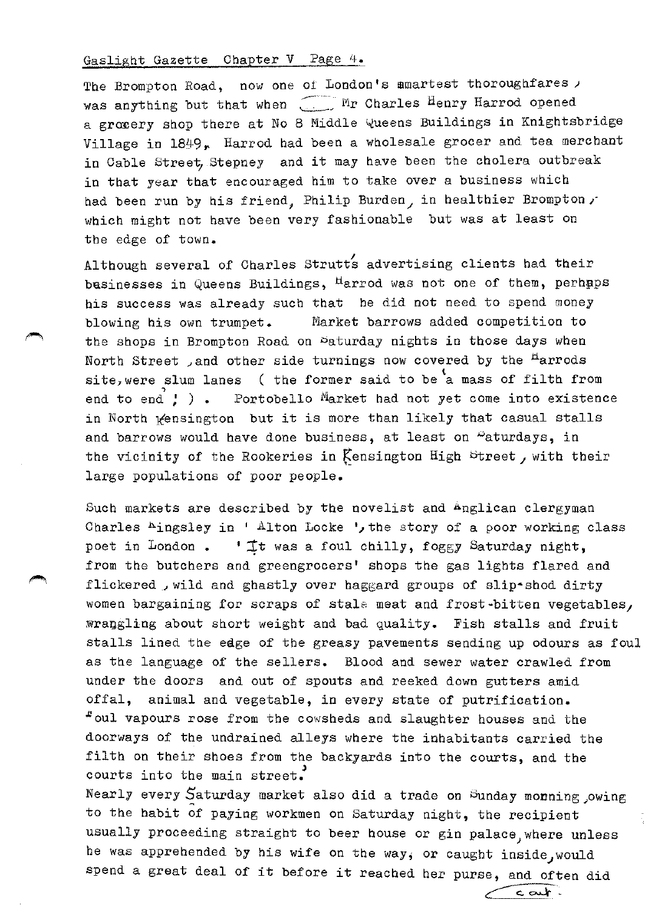The Brompton Road, now one of London's smartest thoroughfares, was anything but that when Mr Charles Henry Harrod opened a grocery shop there at No 8 Middle Queens Buildings in Knightsbridge Village in 1849. Harrod had been a wholesale grocer and tea merchant in Cable Street, Stepney and it may have been the cholera outbreak in that year that encouraged him to take over a business which had been run by his friend, Philip Burden, in healthier Brompton, which might not have been very fashionable but was at least on the edge of town.

Although several of Charles Strutt's advertising clients had their businesses in Queens Buildings, Harrod was not one of them, perhaps his success was already such that he did not need to spend money blowing his own trumpet. Market barrows added competition to the shops in Brompton Road on Saturday nights in those days when North Street, and other side turnings now covered by the Harrods site, were slum lanes ( the former said to be 'a mass of filth from end to end'! ). Portobello Market had not yet come into existence in North Kensington but it is more than likely that casual stalls and barrows would have done business, at least on Saturdays, in the vicinity of the Rookeries in Kensington High Street, with their large populations of poor people.

Such markets are described by the novelist and Anglican clergyman Charles Kingsley in ' Alton Locke ', the story of a poor working class poet in London . 'It was a foul chilly, foggy Saturday night, from the butchers and greengrocers' shops the gas lights flared and flickered, wild and ghastly over haggard groups of slip-shod dirty women bargaining for scraps of stale meat and frost-bitten vegetables, wrangling about short weight and bad quality. Fish stalls and fruit stalls lined the edge of the greasy pavements sending up odours as foul as the language of the sellers. Blood and sewer water crawled from under the doors and out of spouts and reeked down gutters amid offal, animal and vegetable, in every state of putrification. Foul vapours rose from the cowsheds and slaughter houses and the doorways of the undrained alleys where the inhabitants carried the filth on their shoes from the backyards into the courts, and the courts into the main street.'

Nearly every Saturday market also did a trade on Sunday morning, owing to the habit of paying workmen on Saturday night, the recipient usually proceeding straight to beer house or gin palace, where unless he was apprehended by his wife on the way, or caught inside, would spend a great deal of it before it reached her purse, and often did

cont.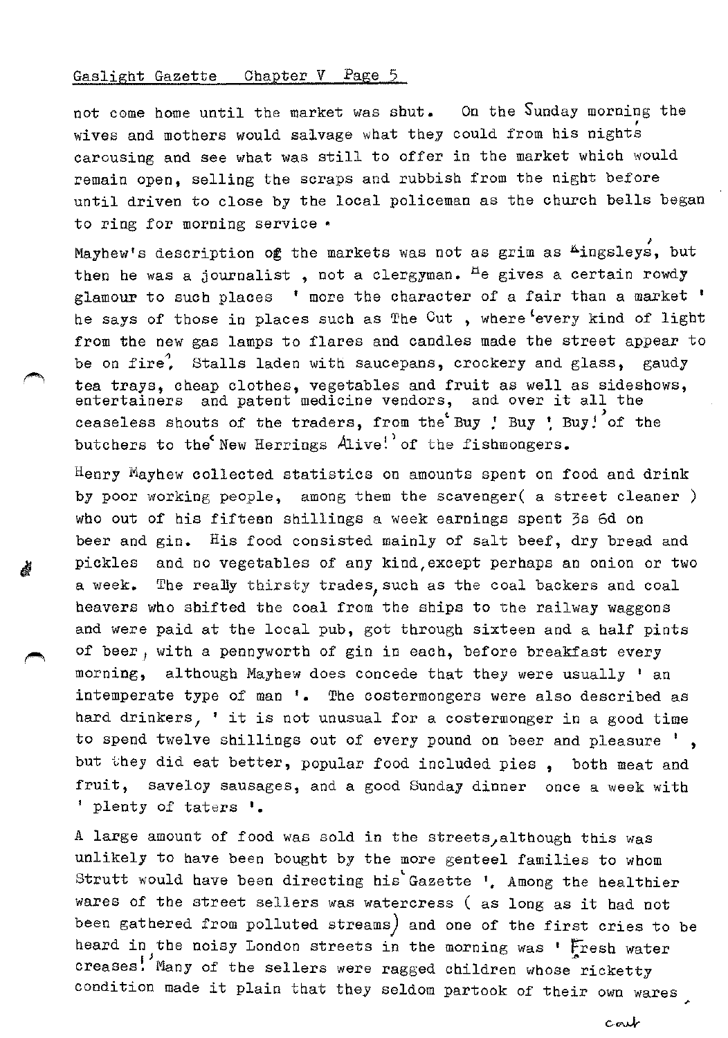not come home until the market was shut. On the Sunday morning the wives and mothers would salvage what they could from his nights carousing and see what was still to offer in the market which would remain open, selling the scraps and rubbish from the night before until driven to close by the local policeman as the church bells began to ring for morning service .

Mayhew's description of the markets was not as grim as Kingsleys, but then he was a journalist , not a clergyman. He gives a certain rowdy glamour to such places ' more the character of a fair than a market ' he says of those in places such as The Cut , where 'every kind of light from the new gas lamps to flares and candles made the street appear to be on fire'. Stalls laden with saucepans, crockery and glass, gaudy tea trays, cheap clothes, vegetables and fruit as well as sideshows, entertainers and patent medicine vendors, and over it all the ceaseless shouts of the traders, from the 'Buy ! Buy ! Buy!' of the butchers to the 'New Herrings Alive!' of the fishmongers.

Henry Mayhew collected statistics on amounts spent on food and drink by poor working people, among them the scavenger( a street cleaner ) who out of his fifteen shillings a week earnings spent 3s 6d on beer and gin. His food consisted mainly of salt beef, dry bread and pickles and no vegetables of any kind,except perhaps an onion or two a week. The really thirsty trades, such as the coal backers and coal heavers who shifted the coal from the ships to the railway waggons and were paid at the local pub, got through sixteen and a half pints of beer, with a pennyworth of gin in each, before breakfast every morning, although Mayhew does concede that they were usually ' an intemperate type of man '. The costermongers were also described as hard drinkers, ' it is not unusual for a costermonger in a good time to spend twelve shillings out of every pound on beer and pleasure ' , but they did eat better, popular food included pies , both meat and fruit, saveloy sausages, and a good Sunday dinner once a week with ' plenty of taters '.

A large amount of food was sold in the streets, although this was unlikely to have been bought by the more genteel families to whom Strutt would have been directing his 'Gazette '. Among the healthier wares of the street sellers was watercress ( as long as it had not been gathered from polluted streams) and one of the first cries to be heard in the noisy London streets in the morning was ' Fresh water creases!' Many of the sellers were ragged children whose ricketty condition made it plain that they seldom partook of their own wares

cont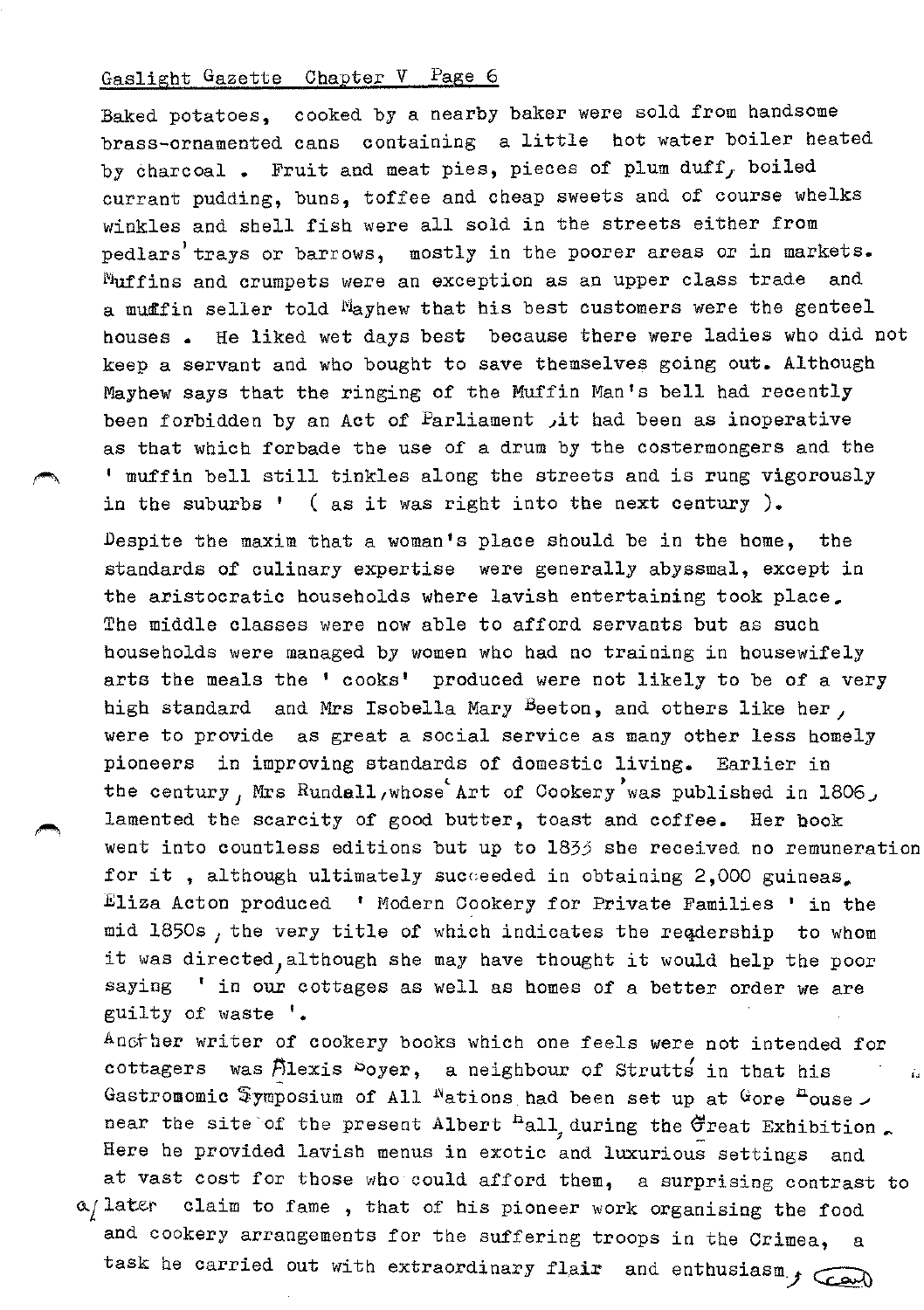Baked potatoes, cooked by a nearby baker were sold from handsome brass-ornamented cans containing a little hot water boiler heated by charcoal . Fruit and meat pies, pieces of plum duff, boiled currant pudding, buns, toffee and cheap sweets and of course whelks winkles and shell fish were all sold in the streets either from pedlars' trays or barrows, mostly in the poorer areas or in markets. Muffins and crumpets were an exception as an upper class trade and a muffin seller told Mayhew that his best customers were the genteel houses . He liked wet days best because there were ladies who did not keep a servant and who bought to save themselves going out. Although Mayhew says that the ringing of the Muffin Man's bell had recently been forbidden by an Act of Parliament ,it had been as inoperative as that which forbade the use of a drum by the costermongers and the ' muffin bell still tinkles along the streets and is rung vigorously in the suburbs ' ( as it was right into the next century ).

Despite the maxim that a woman's place should be in the home, the standards of culinary expertise were generally abyssmal, except in the aristocratic households where lavish entertaining took place. The middle classes were now able to afford servants but as such households were managed by women who had no training in housewifely arts the meals the ' cooks' produced were not likely to be of a very high standard and Mrs Isobella Mary Beeton, and others like her, were to provide as great a social service as many other less homely pioneers in improving standards of domestic living. Earlier in the century, Mrs Rundell,whose 'Art of Cookery' was published in 1806, lamented the scarcity of good butter, toast and coffee. Her book went into countless editions but up to 1833 she received no remuneration for it , although ultimately succeeded in obtaining 2,000 guineas. Eliza Acton produced ' Modern Cookery for Private Families ' in the mid 1850s , the very title of which indicates the readership to whom it was directed, although she may have thought it would help the poor saying ' in our cottages as well as homes of a better order we are guilty of waste '.

Another writer of cookery books which one feels were not intended for cottagers was Alexis Soyer, a neighbour of Strutts' in that his Gastronomic Symposium of All Nations had been set up at Gore House near the site of the present Albert Hall, during the Great Exhibition. Here he provided lavish menus in exotic and luxurious settings and at vast cost for those who could afford them, a surprising contrast to a later claim to fame , that of his pioneer work organising the food and cookery arrangements for the suffering troops in the Crimea, a task he carried out with extraordinary flair and enthusiasm, (contd)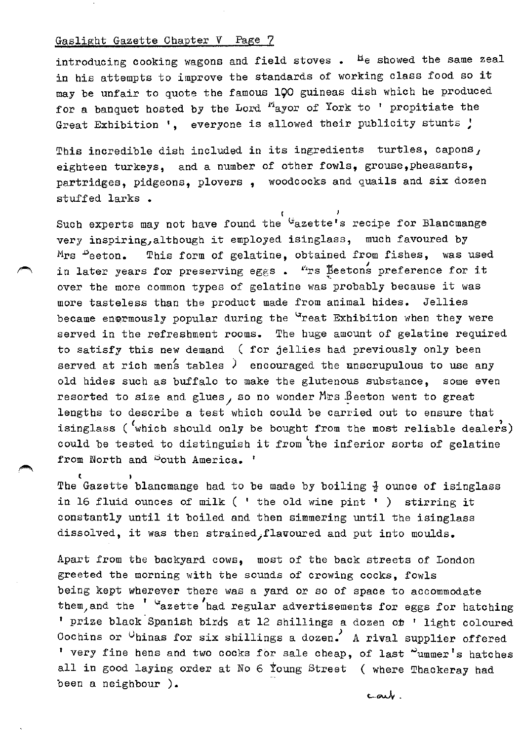introducing cooking wagons and field stoves . He showed the same zeal in his attempts to improve the standards of working class food so it may be unfair to quote the famous 100 guineas dish which he produced for a banquet hosted by the Lord Mayor of York to ' propitiate the Great Exhibition ', everyone is allowed their publicity stunts !

This incredible dish included in its ingredients turtles, capons, eighteen turkeys, and a number of other fowls, grouse, pheasants, partridges, pidgeons, plovers , woodcocks and quails and six dozen stuffed larks .

Such experts may not have found the 'Gazette's recipe for Blancmange very inspiring, although it employed isinglass, much favoured by Mrs Beeton. This form of gelatine, obtained from fishes, was used in later years for preserving eggs . Mrs Beeton's preference for it over the more common types of gelatine was probably because it was more tasteless than the product made from animal hides. Jellies became enormously popular during the Great Exhibition when they were served in the refreshment rooms. The huge amount of gelatine required to satisfy this new demand ( for jellies had previously only been served at rich men's tables ) encouraged the unscrupulous to use any old hides such as buffalo to make the glutenous substance, some even resorted to size and glues, so no wonder Mrs Beeton went to great lengths to describe a test which could be carried out to ensure that isinglass ('which should only be bought from the most reliable dealers') could be tested to distinguish it from 'the inferior sorts of gelatine from North and South America. '

The 'Gazette' blancmange had to be made by boiling ½ ounce of isinglass in 16 fluid ounces of milk ( ' the old wine pint ' ) stirring it constantly until it boiled and then simmering until the isinglass dissolved, it was then strained, flavoured and put into moulds.

Apart from the backyard cows, most of the back streets of London greeted the morning with the sounds of crowing cocks, fowls being kept wherever there was a yard or so of space to accommodate them, and the ' Gazette' had regular advertisements for eggs for hatching ' prize black Spanish birds at 12 shillings a dozen or ' light coloured Cochins or Chinas for six shillings a dozen.' A rival supplier offered ' very fine hens and two cocks for sale cheap, of last Summer's hatches all in good laying order at No 6 Young Street ( where Thackeray had been a neighbour ).

cont.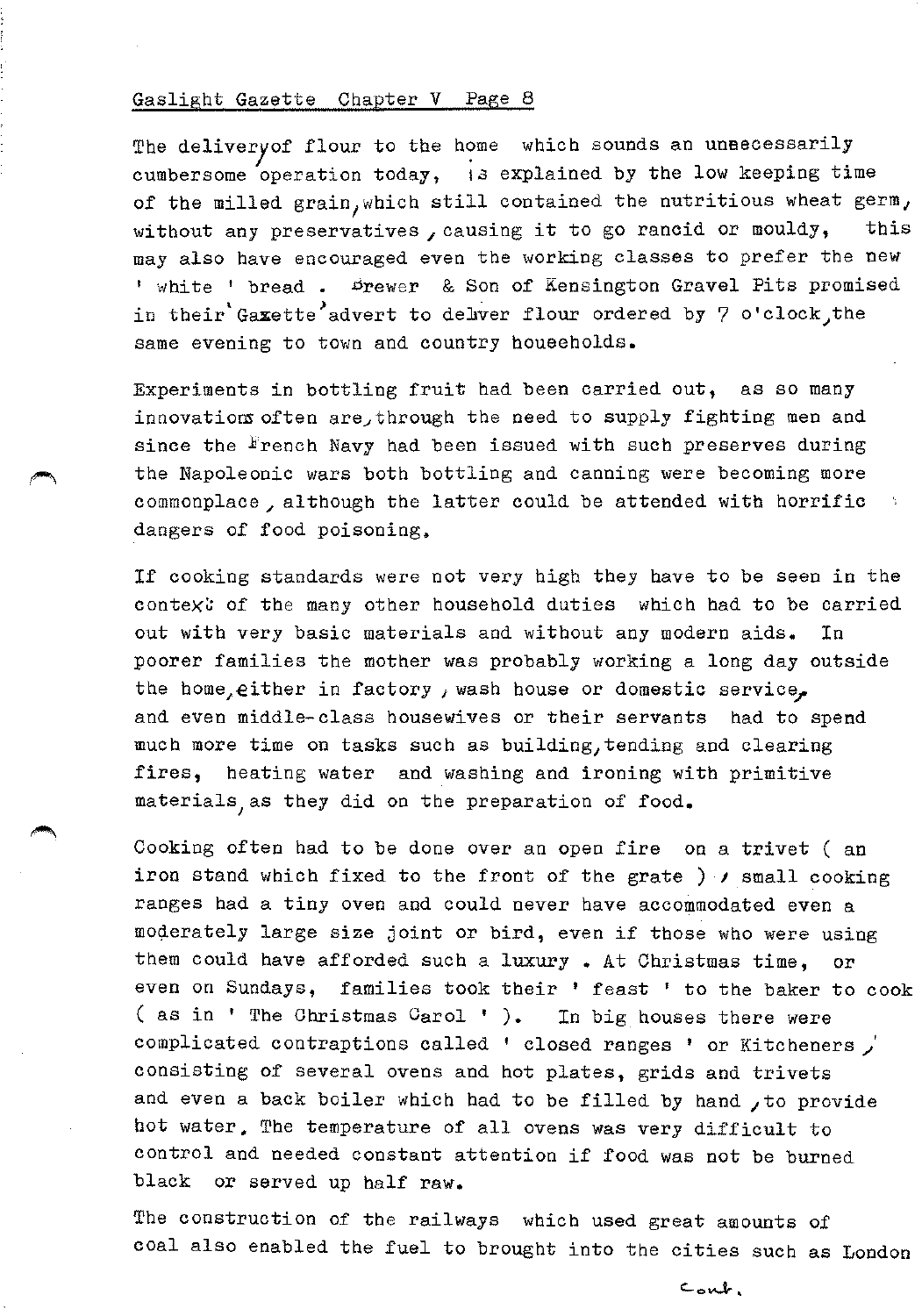The deliveryof flour to the home which sounds an unnecessarily cumbersome operation today, is explained by the low keeping time of the milled grain, which still contained the nutritious wheat germ, without any preservatives, causing it to go rancid or mouldy, this may also have encouraged even the working classes to prefer the new ' white ' bread . Brewer & Son of Kensington Gravel Pits promised in their 'Gazette' advert to deliver flour ordered by 7 o'clock, the same evening to town and country households.

Experiments in bottling fruit had been carried out, as so many innovations often are, through the need to supply fighting men and since the French Navy had been issued with such preserves during the Napoleonic wars both bottling and canning were becoming more commonplace, although the latter could be attended with horrific dangers of food poisoning.

If cooking standards were not very high they have to be seen in the context of the many other household duties which had to be carried out with very basic materials and without any modern aids. In poorer families the mother was probably working a long day outside the home, either in factory, wash house or domestic service, and even middle-class housewives or their servants had to spend much more time on tasks such as building, tending and clearing fires, heating water and washing and ironing with primitive materials as they did on the preparation of food.

Cooking often had to be done over an open fire on a trivet ( an iron stand which fixed to the front of the grate ) / small cooking ranges had a tiny oven and could never have accommodated even a moderately large size joint or bird, even if those who were using them could have afforded such a luxury . At Christmas time, or even on Sundays, families took their ' feast ' to the baker to cook ( as in ' The Christmas Carol ' ). In big houses there were complicated contraptions called ' closed ranges ' or Kitcheners , consisting of several ovens and hot plates, grids and trivets and even a back boiler which had to be filled by hand , to provide hot water. The temperature of all ovens was very difficult to control and needed constant attention if food was not be burned black or served up half raw.

The construction of the railways which used great amounts of coal also enabled the fuel to brought into the cities such as London

Cont.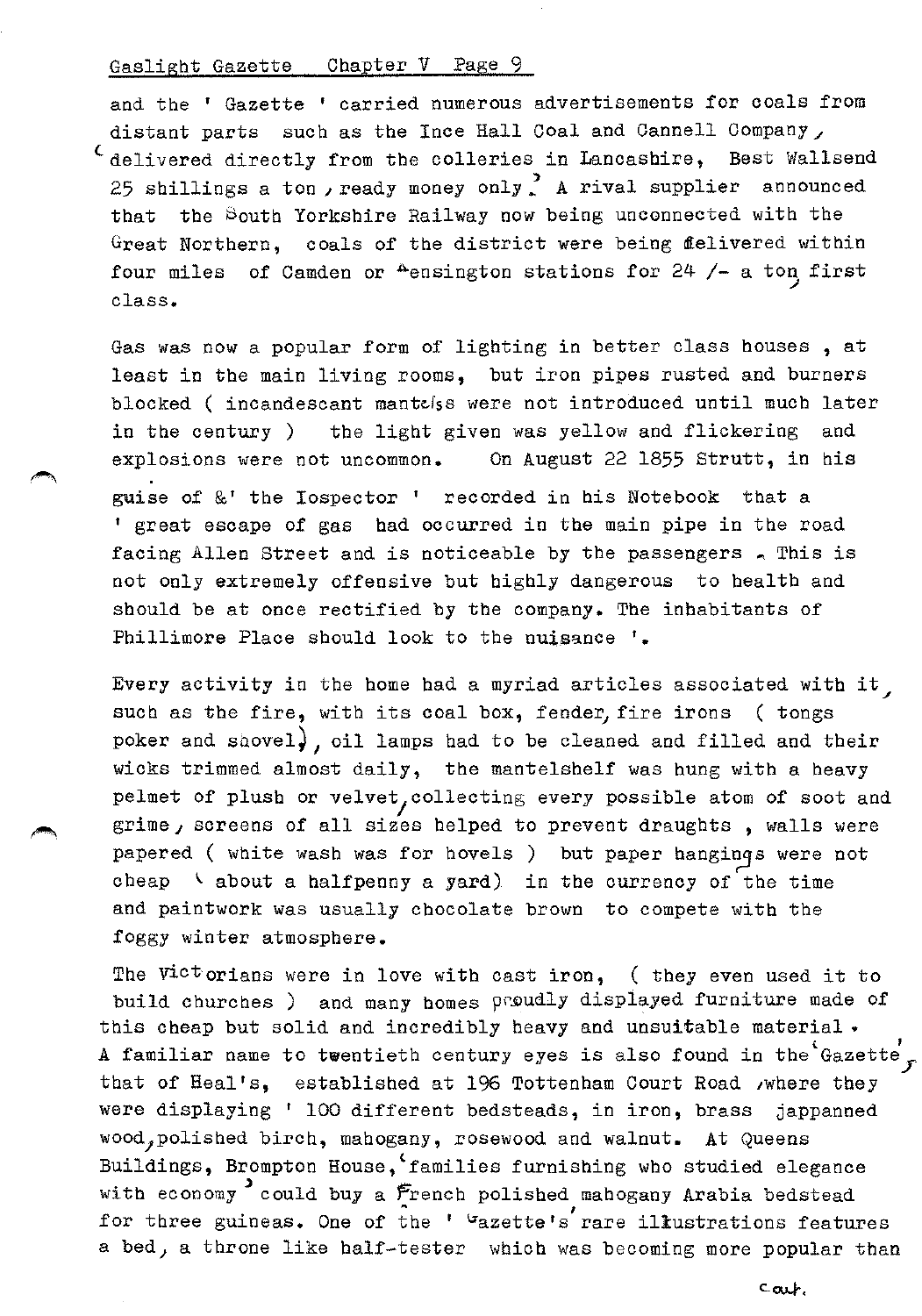and the ' Gazette ' carried numerous advertisements for coals from distant parts such as the Ince Hall Coal and Cannell Company, delivered directly from the colleries in Lancashire, Best Wallsend 25 shillings a ton, ready money only. A rival supplier announced that the South Yorkshire Railway now being unconnected with the Great Northern, coals of the district were being delivered within four miles of Camden or Kensington stations for 24 /- a ton first class.

Gas was now a popular form of lighting in better class houses , at least in the main living rooms, but iron pipes rusted and burners blocked ( incandescant mantles were not introduced until much later in the century ) the light given was yellow and flickering and explosions were not uncommon. On August 22 1855 Strutt, in his guise of ' the Inspector ' recorded in his Notebook that a ' great escape of gas had occurred in the main pipe in the road facing Allen Street and is noticeable by the passengers . This is not only extremely offensive but highly dangerous to health and should be at once rectified by the company. The inhabitants of Phillimore Place should look to the nuisance '.

Every activity in the home had a myriad articles associated with it, such as the fire, with its coal box, fender, fire irons ( tongs poker and shovel), oil lamps had to be cleaned and filled and their wicks trimmed almost daily, the mantelshelf was hung with a heavy pelmet of plush or velvet, collecting every possible atom of soot and grime, screens of all sizes helped to prevent draughts , walls were papered ( white wash was for hovels ) but paper hangings were not cheap ( about a halfpenny a yard) in the currency of the time and paintwork was usually chocolate brown to compete with the foggy winter atmosphere.

The Victorians were in love with cast iron, ( they even used it to build churches ) and many homes proudly displayed furniture made of this cheap but solid and incredibly heavy and unsuitable material . A familiar name to twentieth century eyes is also found in the 'Gazette', that of Heal's, established at 196 Tottenham Court Road ,where they were displaying ' 100 different bedsteads, in iron, brass jappanned wood, polished birch, mahogany, rosewood and walnut. At Queens Buildings, Brompton House, 'families furnishing who studied elegance with economy' could buy a French polished mahogany Arabia bedstead for three guineas. One of the ' Gazette's' rare illustrations features a bed, a throne like half-tester which was becoming more popular than

cont.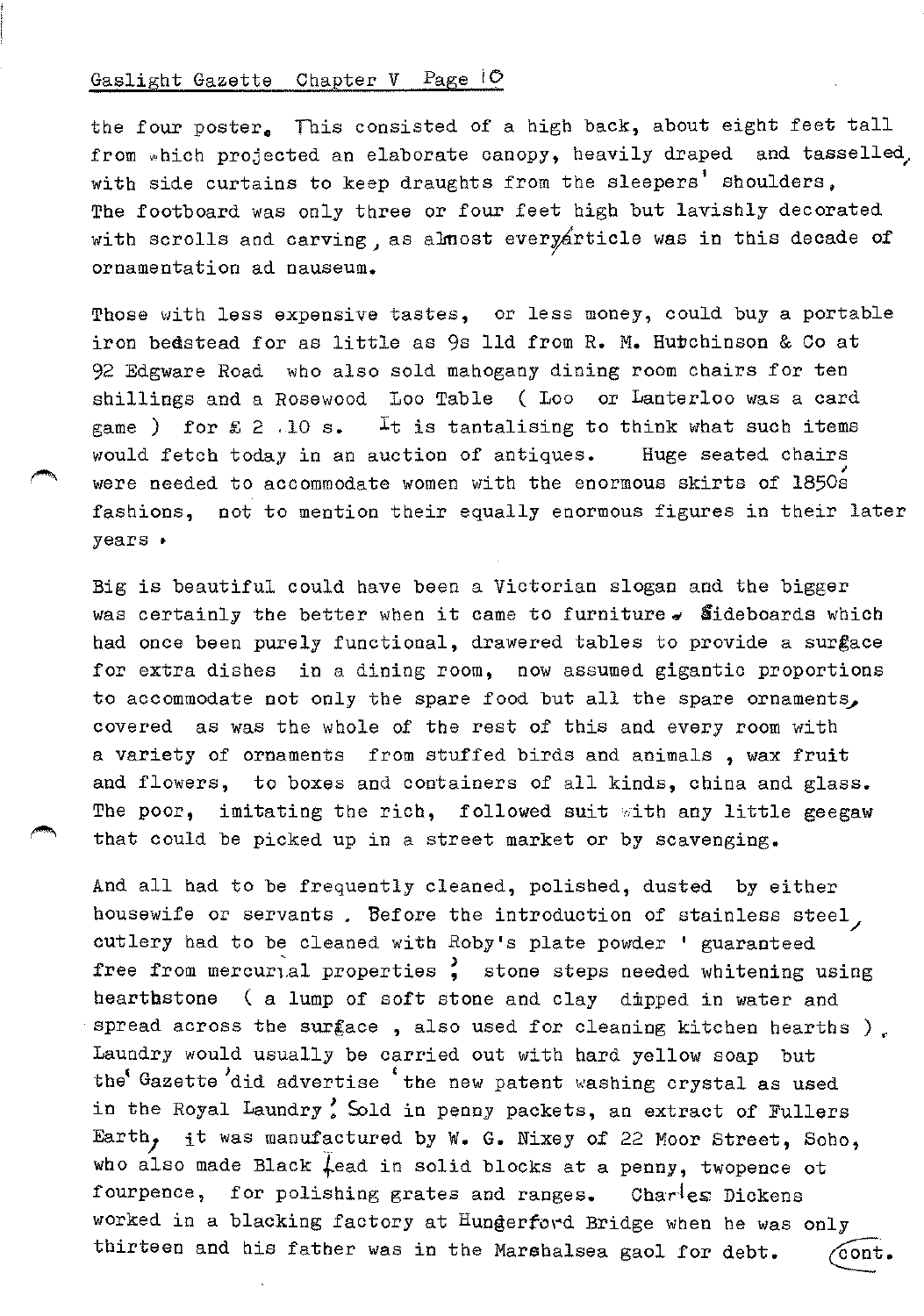the four poster. This consisted of a high back, about eight feet tall from which projected an elaborate canopy, heavily draped and tasselled, with side curtains to keep draughts from the sleepers' shoulders. The footboard was only three or four feet high but lavishly decorated with scrolls and carving, as almost every article was in this decade of ornamentation ad nauseum.

Those with less expensive tastes, or less money, could buy a portable iron bedstead for as little as 9s 11d from R. M. Hutchinson & Co at 92 Edgware Road who also sold mahogany dining room chairs for ten shillings and a Rosewood Loo Table ( Loo or Lanterloo was a card game ) for £ 2 .10 s. It is tantalising to think what such items would fetch today in an auction of antiques. Huge seated chairs were needed to accommodate women with the enormous skirts of 1850's fashions, not to mention their equally enormous figures in their later years.

Big is beautiful could have been a Victorian slogan and the bigger was certainly the better when it came to furniture. Sideboards which had once been purely functional, drawered tables to provide a surface for extra dishes in a dining room, now assumed gigantic proportions to accommodate not only the spare food but all the spare ornaments, covered as was the whole of the rest of this and every room with a variety of ornaments from stuffed birds and animals , wax fruit and flowers, to boxes and containers of all kinds, china and glass. The poor, imitating the rich, followed suit with any little geegaw that could be picked up in a street market or by scavenging.

And all had to be frequently cleaned, polished, dusted by either housewife or servants . Before the introduction of stainless steel, cutlery had to be cleaned with Roby's plate powder ' guaranteed free from mercurial properties '; stone steps needed whitening using hearthstone ( a lump of soft stone and clay dipped in water and spread across the surface , also used for cleaning kitchen hearths ). Laundry would usually be carried out with hard yellow soap but the 'Gazette' did advertise 'the new patent washing crystal as used in the Royal Laundry'. Sold in penny packets, an extract of Fullers Earth, it was manufactured by W. G. Nixey of 22 Moor Street, Soho, who also made Black Lead in solid blocks at a penny, twopence ot fourpence, for polishing grates and ranges. Charles Dickens worked in a blacking factory at Hungerford Bridge when he was only thirteen and his father was in the Marshalsea gaol for debt. cont.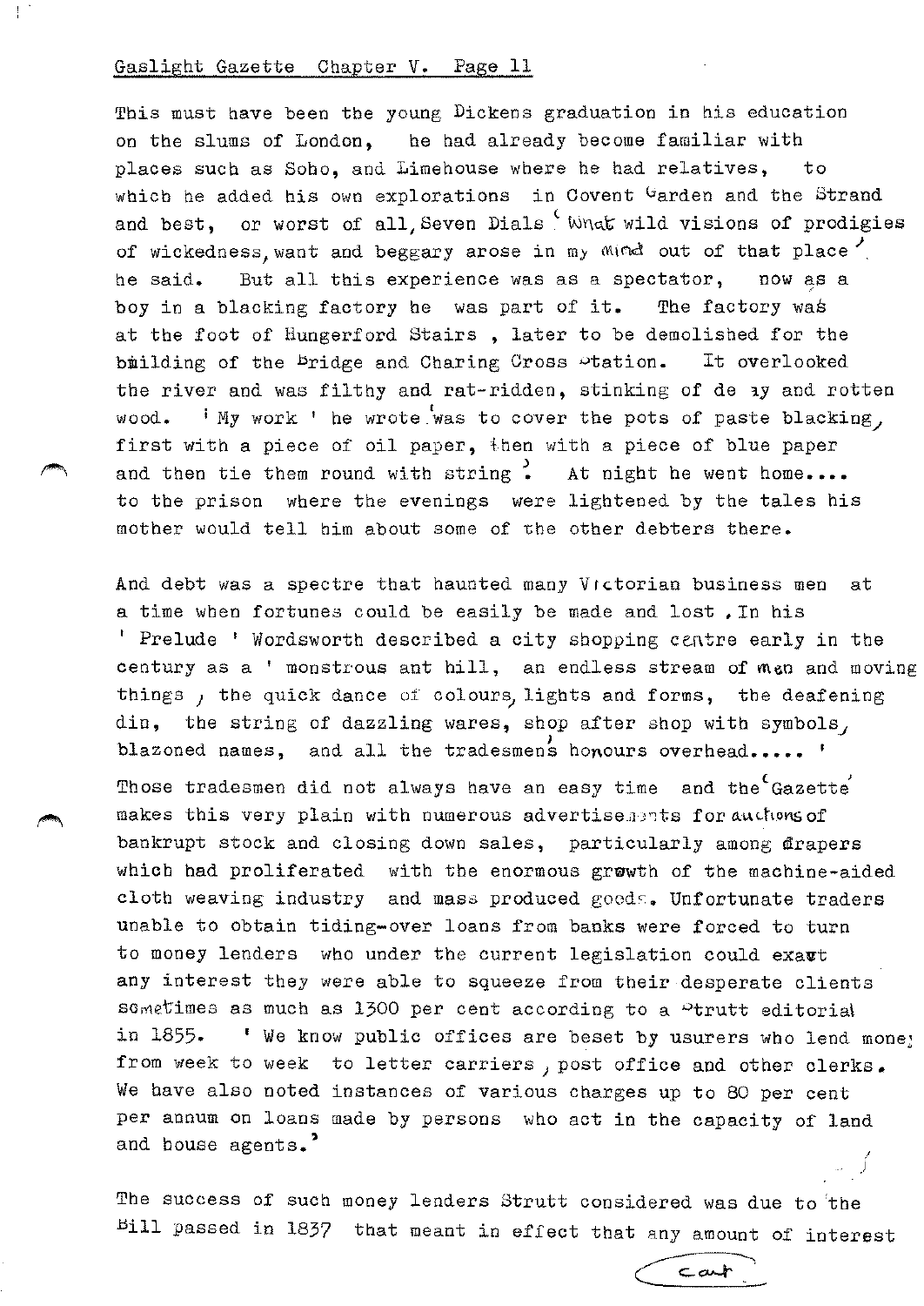This must have been the young Dickens graduation in his education on the slums of London, he had already become familiar with places such as Soho, and Limehouse where he had relatives, to which he added his own explorations in Covent Garden and the Strand and best, or worst of all, Seven Dials 'What wild visions of prodigies of wickedness, want and beggary arose in my mind out of that place', he said. But all this experience was as a spectator, now as a boy in a blacking factory he was part of it. The factory was at the foot of Hungerford Stairs , later to be demolished for the building of the Bridge and Charing Cross Station. It overlooked the river and was filthy and rat-ridden, stinking of decay and rotten wood. 'My work ' he wrote 'was to cover the pots of paste blacking, first with a piece of oil paper, then with a piece of blue paper and then tie them round with string'. At night he went home.... to the prison where the evenings were lightened by the tales his mother would tell him about some of the other debters there.

And debt was a spectre that haunted many Victorian business men at a time when fortunes could be easily be made and lost . In his ' Prelude ' Wordsworth described a city shopping centre early in the century as a ' monstrous ant hill, an endless stream of men and moving things , the quick dance of colours, lights and forms, the deafening din, the string of dazzling wares, shop after shop with symbols, blazoned names, and all the tradesmen's honours overhead..... '

Those tradesmen did not always have an easy time and the 'Gazette' makes this very plain with numerous advertisements for auctions of bankrupt stock and closing down sales, particularly among drapers which had proliferated with the enormous growth of the machine-aided cloth weaving industry and mass produced goods. Unfortunate traders unable to obtain tiding-over loans from banks were forced to turn to money lenders who under the current legislation could exact any interest they were able to squeeze from their desperate clients sometimes as much as 1300 per cent according to a Strutt editorial in 1855. ' We know public offices are beset by usurers who lend money from week to week to letter carriers , post office and other clerks. We have also noted instances of various charges up to 80 per cent per annum on loans made by persons who act in the capacity of land and house agents.'

The success of such money lenders Strutt considered was due to the Bill passed in 1837 that meant in effect that any amount of interest

cont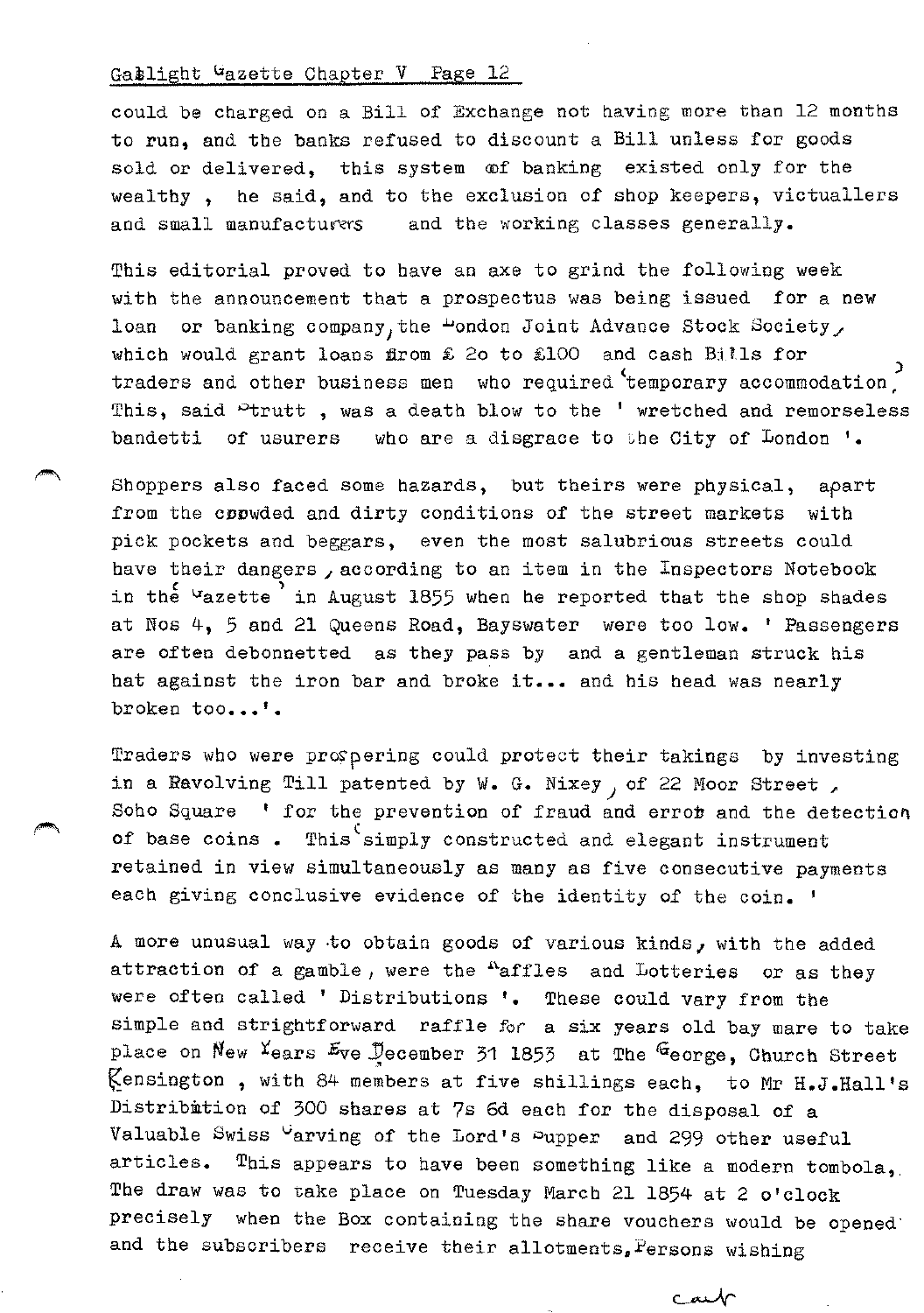could be charged on a Bill of Exchange not having more than 12 months to run, and the banks refused to discount a Bill unless for goods sold or delivered, this system of banking existed only for the wealthy, he said, and to the exclusion of shop keepers, victuallers and small manufacturers and the working classes generally.

This editorial proved to have an axe to grind the following week with the announcement that a prospectus was being issued for a new loan or banking company, the London Joint Advance Stock Society, which would grant loans from £ 20 to £100 and cash Bills for traders and other business men who required 'temporary accommodation'. This, said Strutt, was a death blow to the ' wretched and remorseless bandetti of usurers who are a disgrace to the City of London '.

Shoppers also faced some hazards, but theirs were physical, apart from the crowded and dirty conditions of the street markets with pick pockets and beggars, even the most salubrious streets could have their dangers, according to an item in the Inspectors Notebook in the 'Gazette' in August 1855 when he reported that the shop shades at Nos 4, 5 and 21 Queens Road, Bayswater were too low. ' Passengers are often debonnetted as they pass by and a gentleman struck his hat against the iron bar and broke it... and his head was nearly broken too...'.

Traders who were prospering could protect their takings by investing in a Revolving Till patented by W. G. Nixey, of 22 Moor Street, Soho Square ' for the prevention of fraud and error and the detection of base coins . This 'simply constructed and elegant instrument retained in view simultaneously as many as five consecutive payments each giving conclusive evidence of the identity of the coin. '

A more unusual way to obtain goods of various kinds, with the added attraction of a gamble, were the Raffles and Lotteries or as they were often called ' Distributions '. These could vary from the simple and strightforward raffle for a six years old bay mare to take place on New Years Eve December 31 1853 at The George, Church Street Kensington, with 84 members at five shillings each, to Mr H.J.Hall's Distribution of 300 shares at 7s 6d each for the disposal of a Valuable Swiss Carving of the Lord's Supper and 299 other useful articles. This appears to have been something like a modern tombola. The draw was to take place on Tuesday March 21 1854 at 2 o'clock precisely when the Box containing the share vouchers would be opened and the subscribers receive their allotments. Persons wishing

cont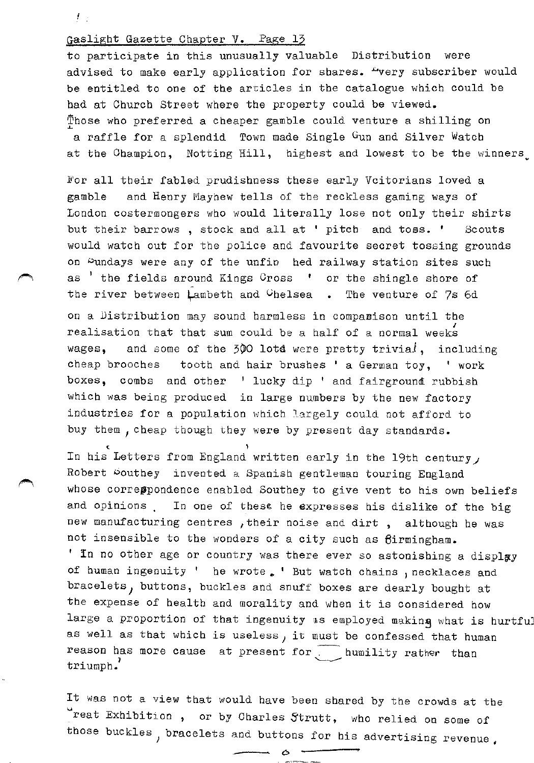to participate in this unusually valuable Distribution were advised to make early application for shares. Every subscriber would be entitled to one of the articles in the catalogue which could be had at Church Street where the property could be viewed. Those who preferred a cheaper gamble could venture a shilling on a raffle for a splendid Town made Single Gun and Silver Watch at the Champion, Notting Hill, highest and lowest to be the winners.

For all their fabled prudishness these early Vcitorians loved a gamble and Henry Mayhew tells of the reckless gaming ways of London costermongers who would literally lose not only their shirts but their barrows, stock and all at 'pitch and toss.' Scouts would watch out for the police and favourite secret tossing grounds on Sundays were any of the unfinished railway station sites such as 'the fields around Kings Cross' or the shingle shore of the river between Lambeth and Chelsea. The venture of 7s 6d on a Distribution may sound harmless in compasison until the realisation that that sum could be a half of a normal weeks' wages, and some of the 300 lots were pretty trivial, including cheap brooches tooth and hair brushes 'a German toy,' work boxes, combs and other 'lucky dip' and fairground rubbish which was being produced in large numbers by the new factory industries for a population which largely could not afford to buy them, cheap though they were by present day standards.

In his 'Letters from England' written early in the 19th century, Robert Southey invented a Spanish gentleman touring England whose correspondence enabled Southey to give vent to his own beliefs and opinions. In one of these he expresses his dislike of the big new manufacturing centres, their noise and dirt, although he was not insensible to the wonders of a city such as Birmingham. 'In no other age or country was there ever so astonishing a display of human ingenuity' he wrote. 'But watch chains, necklaces and bracelets, buttons, buckles and snuff boxes are dearly bought at the expense of health and morality and when it is considered how large a proportion of that ingenuity is employed making what is hurtful as well as that which is useless, it must be confessed that human reason has more cause at present for humility rather than triumph.'

It was not a view that would have been shared by the crowds at the Great Exhibition, or by Charles Strutt, who relied on some of those buckles, bracelets and buttons for his advertising revenue.